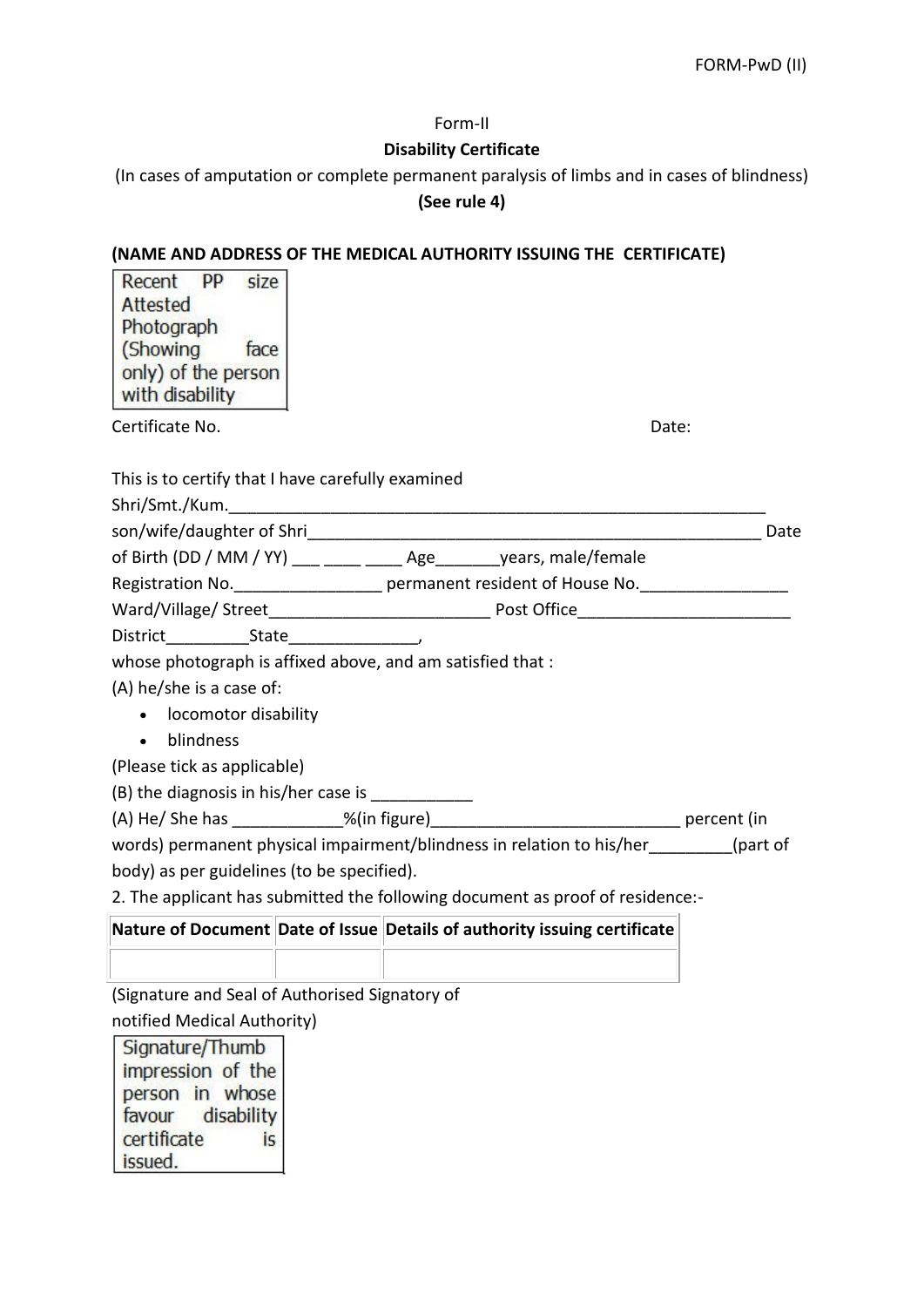FORM-PwD (II)

Form-II

**Disability Certificate**

(In cases of amputation or complete permanent paralysis of limbs and in cases of blindness)

**(See rule 4)**

**(NAME AND ADDRESS OF THE MEDICAL AUTHORITY ISSUING THE CERTIFICATE)**

Recent PP size Attested Photograph (Showing face only) of the person with disability

Certificate No. Date:

This is to certify that I have carefully examined Shri/Smt./Kum.______________________________________________________________ son/wife/daughter of Shri____________________________________________________ Date of Birth (DD / MM / YY) ___ ____ ____ Age_______years, male/female Registration No.________________ permanent resident of House No.________________ Ward/Village/ Street________________________ Post Office_______________________ District_________State______________, whose photograph is affixed above, and am satisfied that :

(A) he/she is a case of:

- locomotor disability
- blindness

(Please tick as applicable)

(B) the diagnosis in his/her case is ___________

(A) He/ She has ____________%(in figure)___________________________ percent (in words) permanent physical impairment/blindness in relation to his/her_________(part of body) as per guidelines (to be specified).

2. The applicant has submitted the following document as proof of residence:-

| Nature of Document | Date of Issue | Details of authority issuing certificate |
| --- | --- | --- |
| | | |

(Signature and Seal of Authorised Signatory of notified Medical Authority)

Signature/Thumb impression of the person in whose favour disability certificate is issued.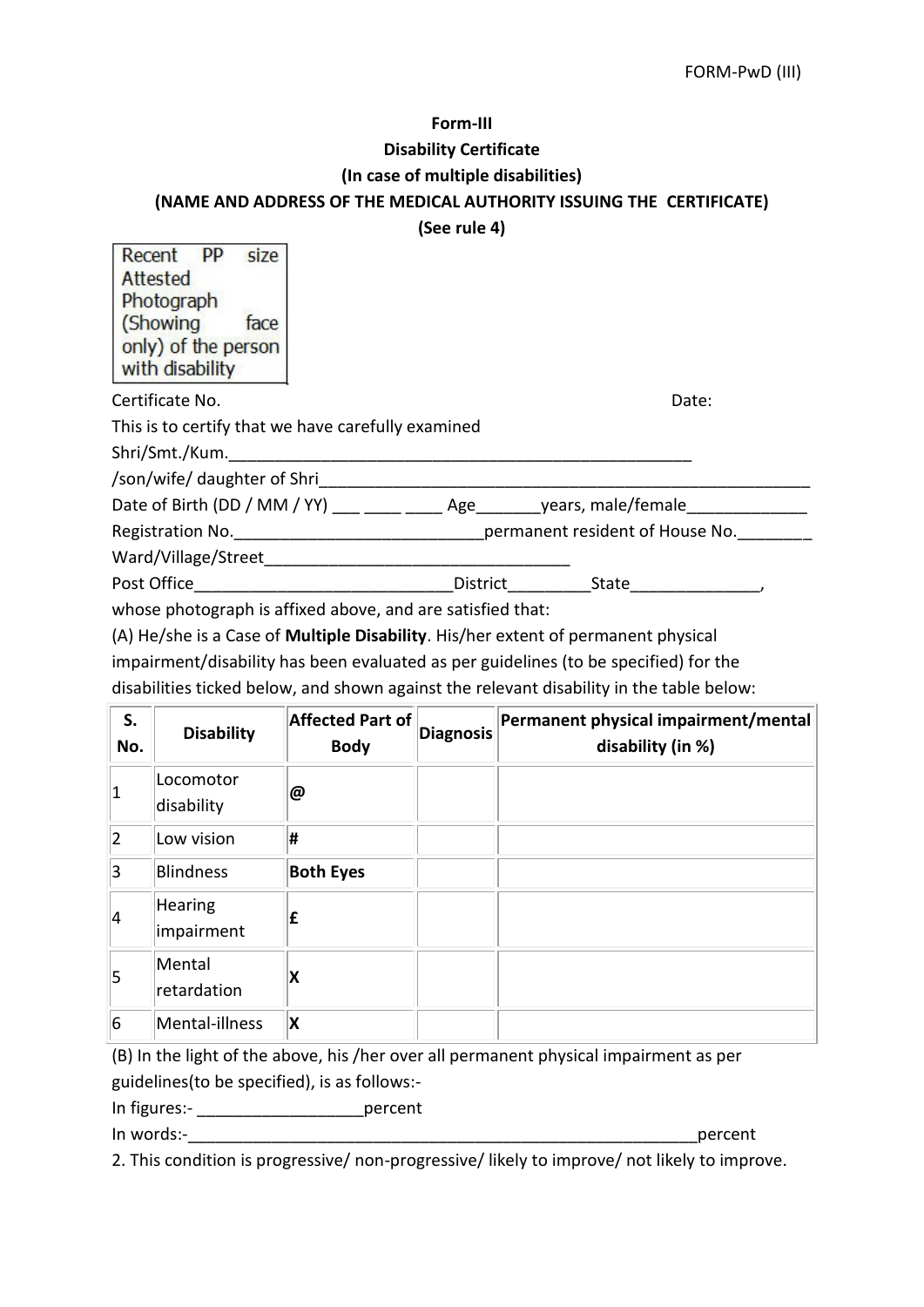FORM-PwD (III)

**Form-III**

**Disability Certificate**

**(In case of multiple disabilities)**

**(NAME AND ADDRESS OF THE MEDICAL AUTHORITY ISSUING THE CERTIFICATE)**

**(See rule 4)**

Recent PP size Attested Photograph (Showing face only) of the person with disability

Certificate No. Date:

This is to certify that we have carefully examined

Shri/Smt./Kum.____________________________________________________

/son/wife/ daughter of Shri________________________________________________________

Date of Birth (DD / MM / YY) ___ ____ ____ Age_______years, male/female_____________

Registration No.___________________________permanent resident of House No.________

Ward/Village/Street__________________________________

Post Office___________________________District_________State______________,

whose photograph is affixed above, and are satisfied that:

(A) He/she is a Case of **Multiple Disability**. His/her extent of permanent physical impairment/disability has been evaluated as per guidelines (to be specified) for the disabilities ticked below, and shown against the relevant disability in the table below:

| S. No. | Disability | Affected Part of Body | Diagnosis | Permanent physical impairment/mental disability (in %) |
|---|---|---|---|---|
| 1 | Locomotor disability | **@** | | |
| 2 | Low vision | **#** | | |
| 3 | Blindness | **Both Eyes** | | |
| 4 | Hearing impairment | **£** | | |
| 5 | Mental retardation | **X** | | |
| 6 | Mental-illness | **X** | | |

(B) In the light of the above, his /her over all permanent physical impairment as per guidelines(to be specified), is as follows:-

In figures:- __________________percent

In words:-__________________________________________________________percent

2. This condition is progressive/ non-progressive/ likely to improve/ not likely to improve.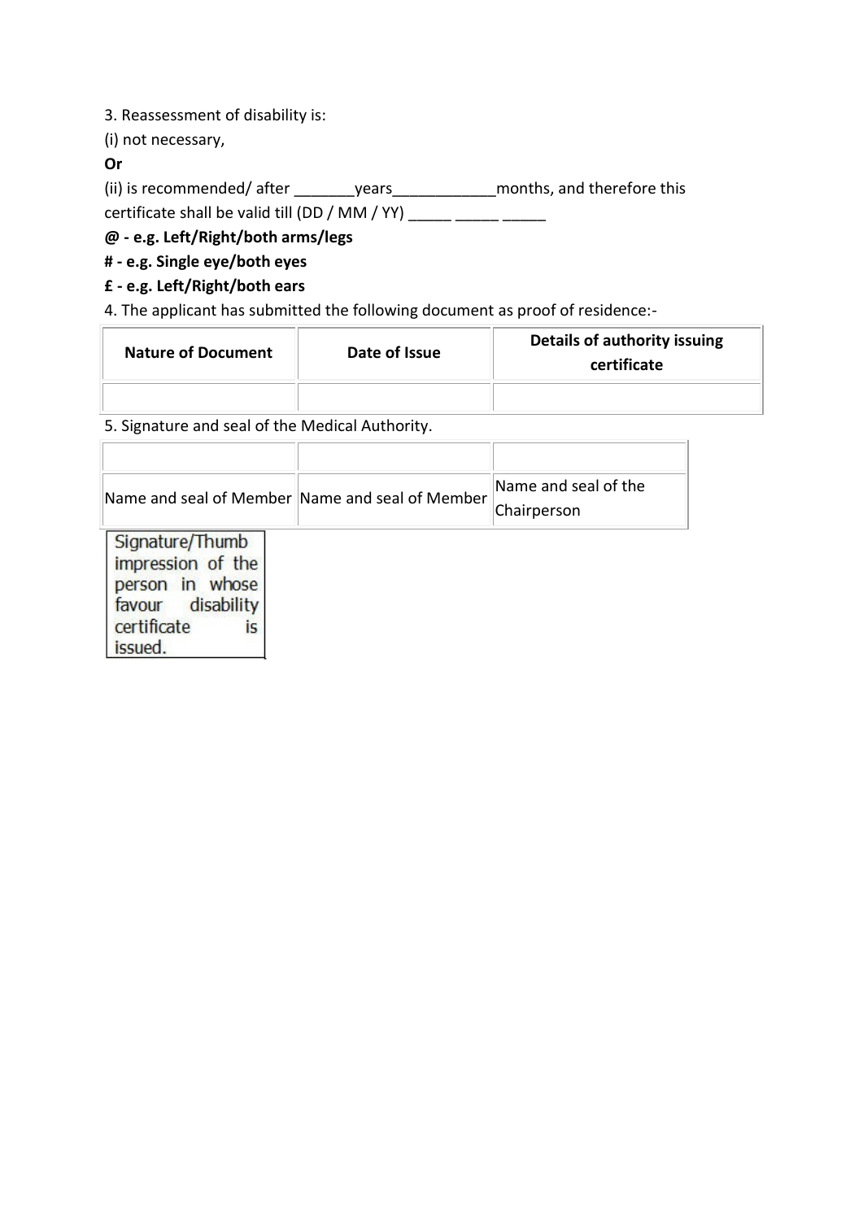3. Reassessment of disability is:

(i) not necessary,

**Or**

(ii) is recommended/ after _______years____________months, and therefore this certificate shall be valid till (DD / MM / YY) _____ _____ _____

**@ - e.g. Left/Right/both arms/legs**

**# - e.g. Single eye/both eyes**

**£ - e.g. Left/Right/both ears**

4. The applicant has submitted the following document as proof of residence:-

| **Nature of Document** | **Date of Issue** | **Details of authority issuing certificate** |
|---|---|---|
| | | |

5. Signature and seal of the Medical Authority.

| | | |
|---|---|---|
| Name and seal of Member | Name and seal of Member | Name and seal of the Chairperson |

| Signature/Thumb impression of the person in whose favour disability certificate is issued. |
|---|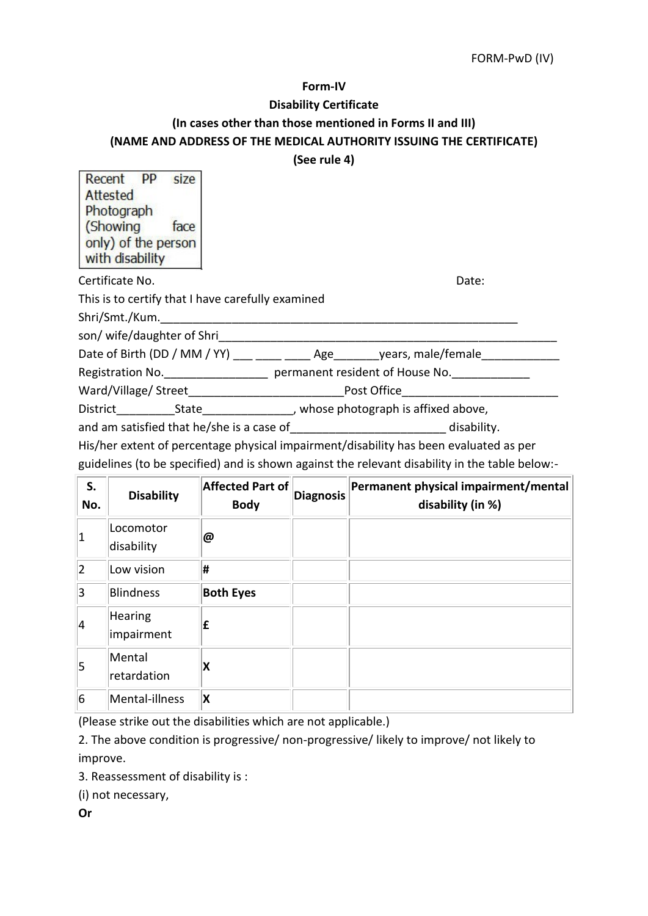FORM-PwD (IV)

**Form-IV**

**Disability Certificate**

**(In cases other than those mentioned in Forms II and III)**

**(NAME AND ADDRESS OF THE MEDICAL AUTHORITY ISSUING THE CERTIFICATE)**

**(See rule 4)**

| Recent PP size Attested Photograph (Showing face only) of the person with disability |
|---|

Certificate No. Date:

This is to certify that I have carefully examined

Shri/Smt./Kum.________________________________________________________

son/ wife/daughter of Shri_____________________________________________________

Date of Birth (DD / MM / YY) ___ ____ ____ Age_______years, male/female____________

Registration No.________________ permanent resident of House No.____________

Ward/Village/ Street________________________Post Office________________________

District_________State______________, whose photograph is affixed above,

and am satisfied that he/she is a case of________________________ disability.

His/her extent of percentage physical impairment/disability has been evaluated as per guidelines (to be specified) and is shown against the relevant disability in the table below:-

| S. No. | Disability | Affected Part of Body | Diagnosis | Permanent physical impairment/mental disability (in %) |
|---|---|---|---|---|
| 1 | Locomotor disability | **@** | | |
| 2 | Low vision | **#** | | |
| 3 | Blindness | **Both Eyes** | | |
| 4 | Hearing impairment | **£** | | |
| 5 | Mental retardation | **X** | | |
| 6 | Mental-illness | **X** | | |

(Please strike out the disabilities which are not applicable.)

2. The above condition is progressive/ non-progressive/ likely to improve/ not likely to improve.

3. Reassessment of disability is :

(i) not necessary,

**Or**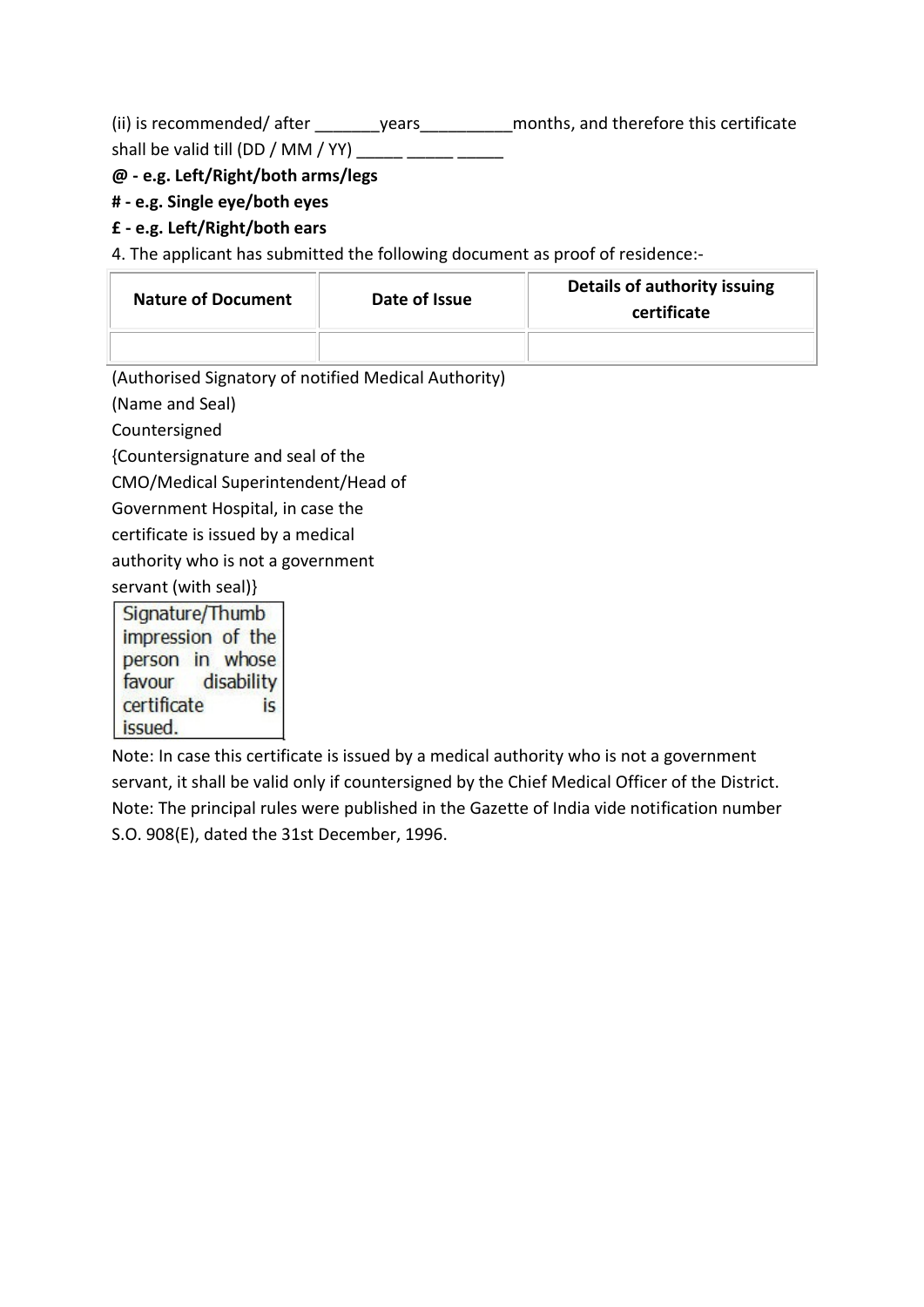(ii) is recommended/ after _______years__________months, and therefore this certificate shall be valid till (DD / MM / YY) _____ _____ _____

**@ - e.g. Left/Right/both arms/legs**

**# - e.g. Single eye/both eyes**

**£ - e.g. Left/Right/both ears**

4. The applicant has submitted the following document as proof of residence:-

| Nature of Document | Date of Issue | Details of authority issuing certificate |
|---|---|---|
| | | |

(Authorised Signatory of notified Medical Authority)
(Name and Seal)

Countersigned

{Countersignature and seal of the CMO/Medical Superintendent/Head of Government Hospital, in case the certificate is issued by a medical authority who is not a government servant (with seal)}

| Signature/Thumb impression of the person in whose favour disability certificate is issued. |
|---|

Note: In case this certificate is issued by a medical authority who is not a government servant, it shall be valid only if countersigned by the Chief Medical Officer of the District.

Note: The principal rules were published in the Gazette of India vide notification number S.O. 908(E), dated the 31st December, 1996.